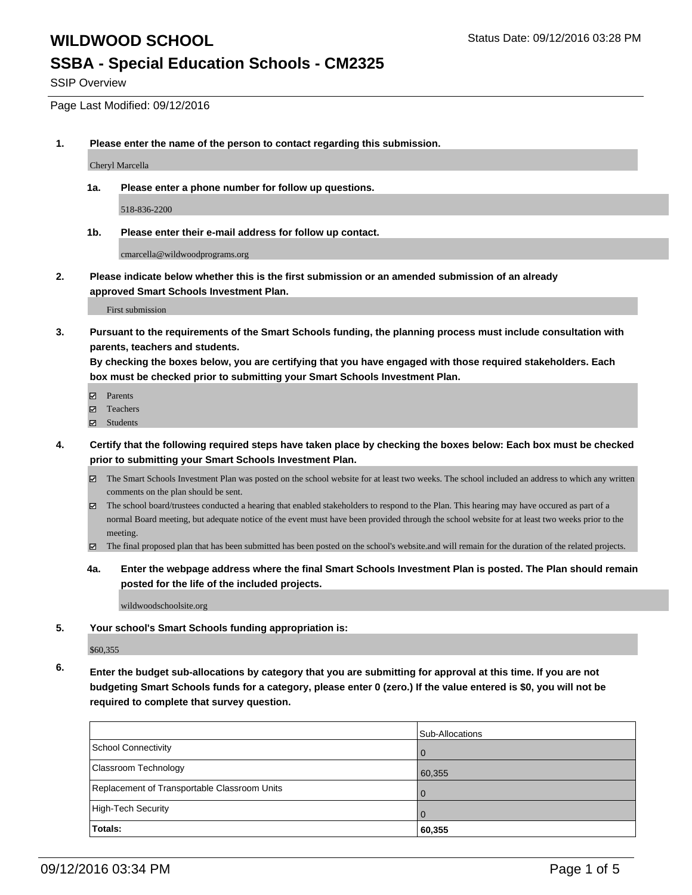# WILDWOOD SCHOOL

Status Date: 09/12/2016 03:28 PM

## SSBA - Special Education Schools - CM2325

SSIP Overview

Page Last Modified: 09/12/2016

**1. Please enter the name of the person to contact regarding this submission.**

Cheryl Marcella

**1a. Please enter a phone number for follow up questions.**

518-836-2200

**1b. Please enter their e-mail address for follow up contact.**

cmarcella@wildwoodprograms.org

**2. Please indicate below whether this is the first submission or an amended submission of an already approved Smart Schools Investment Plan.**

First submission

**3. Pursuant to the requirements of the Smart Schools funding, the planning process must include consultation with parents, teachers and students.**
**By checking the boxes below, you are certifying that you have engaged with those required stakeholders. Each box must be checked prior to submitting your Smart Schools Investment Plan.**

- ☑ Parents
- ☑ Teachers
- ☑ Students

**4. Certify that the following required steps have taken place by checking the boxes below: Each box must be checked prior to submitting your Smart Schools Investment Plan.**

- ☑ The Smart Schools Investment Plan was posted on the school website for at least two weeks. The school included an address to which any written comments on the plan should be sent.
- ☑ The school board/trustees conducted a hearing that enabled stakeholders to respond to the Plan. This hearing may have occured as part of a normal Board meeting, but adequate notice of the event must have been provided through the school website for at least two weeks prior to the meeting.
- ☑ The final proposed plan that has been submitted has been posted on the school's website.and will remain for the duration of the related projects.

**4a. Enter the webpage address where the final Smart Schools Investment Plan is posted. The Plan should remain posted for the life of the included projects.**

wildwoodschoolsite.org

**5. Your school's Smart Schools funding appropriation is:**

$60,355

**6. Enter the budget sub-allocations by category that you are submitting for approval at this time. If you are not budgeting Smart Schools funds for a category, please enter 0 (zero.) If the value entered is $0, you will not be required to complete that survey question.**

| | Sub-Allocations |
|---|---|
| School Connectivity | 0 |
| Classroom Technology | 60,355 |
| Replacement of Transportable Classroom Units | 0 |
| High-Tech Security | 0 |
| **Totals:** | **60,355** |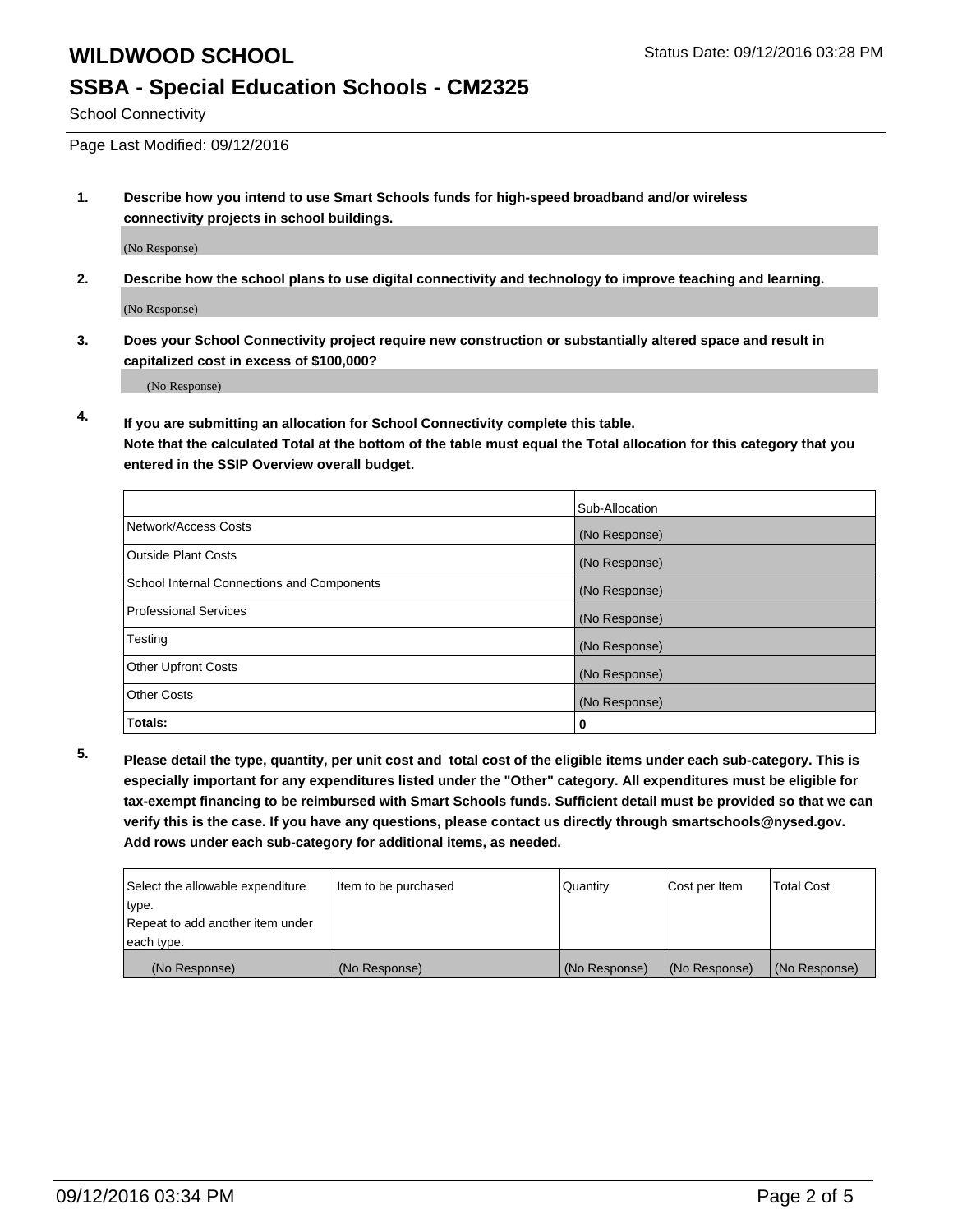# WILDWOOD SCHOOL

Status Date: 09/12/2016 03:28 PM

## SSBA - Special Education Schools - CM2325

School Connectivity

Page Last Modified: 09/12/2016

**1. Describe how you intend to use Smart Schools funds for high-speed broadband and/or wireless connectivity projects in school buildings.**

(No Response)

**2. Describe how the school plans to use digital connectivity and technology to improve teaching and learning.**

(No Response)

**3. Does your School Connectivity project require new construction or substantially altered space and result in capitalized cost in excess of $100,000?**

(No Response)

**4. If you are submitting an allocation for School Connectivity complete this table. Note that the calculated Total at the bottom of the table must equal the Total allocation for this category that you entered in the SSIP Overview overall budget.**

| | Sub-Allocation |
|---|---|
| Network/Access Costs | (No Response) |
| Outside Plant Costs | (No Response) |
| School Internal Connections and Components | (No Response) |
| Professional Services | (No Response) |
| Testing | (No Response) |
| Other Upfront Costs | (No Response) |
| Other Costs | (No Response) |
| **Totals:** | **0** |

**5. Please detail the type, quantity, per unit cost and total cost of the eligible items under each sub-category. This is especially important for any expenditures listed under the "Other" category. All expenditures must be eligible for tax-exempt financing to be reimbursed with Smart Schools funds. Sufficient detail must be provided so that we can verify this is the case. If you have any questions, please contact us directly through smartschools@nysed.gov. Add rows under each sub-category for additional items, as needed.**

| Select the allowable expenditure type. Repeat to add another item under each type. | Item to be purchased | Quantity | Cost per Item | Total Cost |
|---|---|---|---|---|
| (No Response) | (No Response) | (No Response) | (No Response) | (No Response) |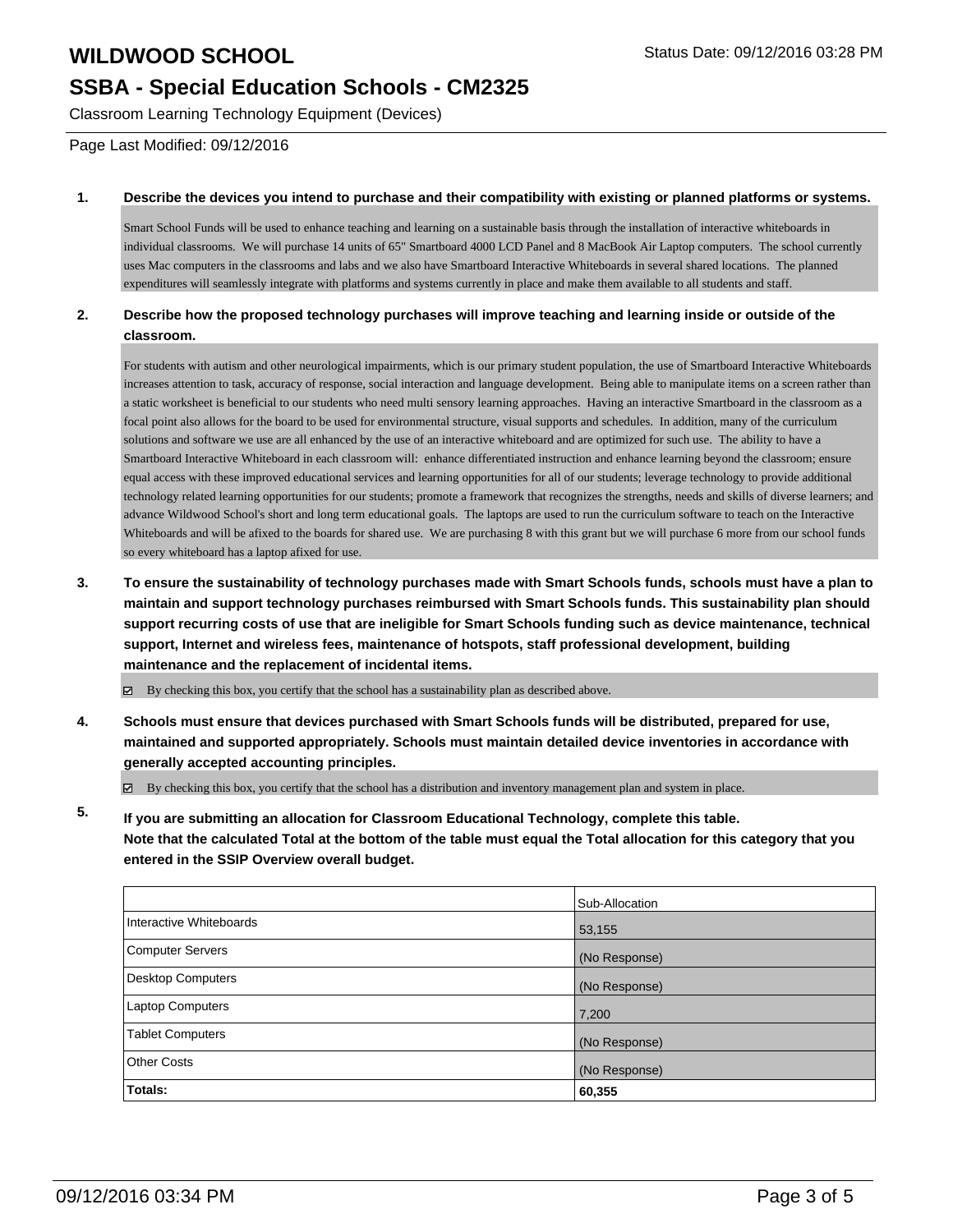# WILDWOOD SCHOOL

Status Date: 09/12/2016 03:28 PM

## SSBA - Special Education Schools - CM2325

Classroom Learning Technology Equipment (Devices)

Page Last Modified: 09/12/2016

**1. Describe the devices you intend to purchase and their compatibility with existing or planned platforms or systems.**

Smart School Funds will be used to enhance teaching and learning on a sustainable basis through the installation of interactive whiteboards in individual classrooms. We will purchase 14 units of 65" Smartboard 4000 LCD Panel and 8 MacBook Air Laptop computers. The school currently uses Mac computers in the classrooms and labs and we also have Smartboard Interactive Whiteboards in several shared locations. The planned expenditures will seamlessly integrate with platforms and systems currently in place and make them available to all students and staff.

**2. Describe how the proposed technology purchases will improve teaching and learning inside or outside of the classroom.**

For students with autism and other neurological impairments, which is our primary student population, the use of Smartboard Interactive Whiteboards increases attention to task, accuracy of response, social interaction and language development. Being able to manipulate items on a screen rather than a static worksheet is beneficial to our students who need multi sensory learning approaches. Having an interactive Smartboard in the classroom as a focal point also allows for the board to be used for environmental structure, visual supports and schedules. In addition, many of the curriculum solutions and software we use are all enhanced by the use of an interactive whiteboard and are optimized for such use. The ability to have a Smartboard Interactive Whiteboard in each classroom will: enhance differentiated instruction and enhance learning beyond the classroom; ensure equal access with these improved educational services and learning opportunities for all of our students; leverage technology to provide additional technology related learning opportunities for our students; promote a framework that recognizes the strengths, needs and skills of diverse learners; and advance Wildwood School's short and long term educational goals. The laptops are used to run the curriculum software to teach on the Interactive Whiteboards and will be afixed to the boards for shared use. We are purchasing 8 with this grant but we will purchase 6 more from our school funds so every whiteboard has a laptop afixed for use.

**3. To ensure the sustainability of technology purchases made with Smart Schools funds, schools must have a plan to maintain and support technology purchases reimbursed with Smart Schools funds. This sustainability plan should support recurring costs of use that are ineligible for Smart Schools funding such as device maintenance, technical support, Internet and wireless fees, maintenance of hotspots, staff professional development, building maintenance and the replacement of incidental items.**

☑ By checking this box, you certify that the school has a sustainability plan as described above.

**4. Schools must ensure that devices purchased with Smart Schools funds will be distributed, prepared for use, maintained and supported appropriately. Schools must maintain detailed device inventories in accordance with generally accepted accounting principles.**

☑ By checking this box, you certify that the school has a distribution and inventory management plan and system in place.

**5. If you are submitting an allocation for Classroom Educational Technology, complete this table. Note that the calculated Total at the bottom of the table must equal the Total allocation for this category that you entered in the SSIP Overview overall budget.**

| | Sub-Allocation |
|---|---|
| Interactive Whiteboards | 53,155 |
| Computer Servers | (No Response) |
| Desktop Computers | (No Response) |
| Laptop Computers | 7,200 |
| Tablet Computers | (No Response) |
| Other Costs | (No Response) |
| **Totals:** | **60,355** |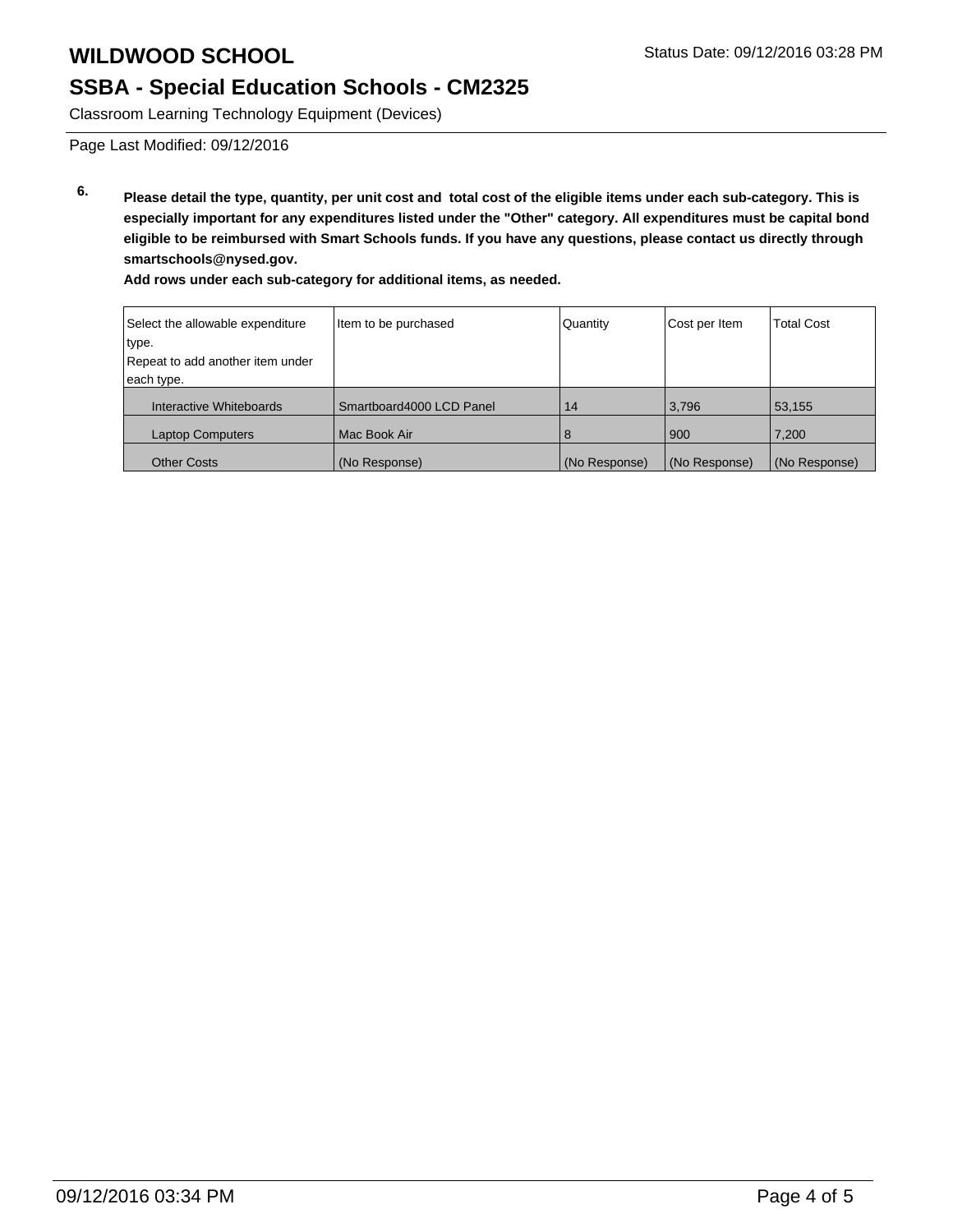# WILDWOOD SCHOOL

Status Date: 09/12/2016 03:28 PM

## SSBA - Special Education Schools - CM2325

Classroom Learning Technology Equipment (Devices)

Page Last Modified: 09/12/2016

**6. Please detail the type, quantity, per unit cost and total cost of the eligible items under each sub-category. This is especially important for any expenditures listed under the "Other" category. All expenditures must be capital bond eligible to be reimbursed with Smart Schools funds. If you have any questions, please contact us directly through smartschools@nysed.gov.**

**Add rows under each sub-category for additional items, as needed.**

| Select the allowable expenditure type. Repeat to add another item under each type. | Item to be purchased | Quantity | Cost per Item | Total Cost |
|---|---|---|---|---|
| Interactive Whiteboards | Smartboard4000 LCD Panel | 14 | 3,796 | 53,155 |
| Laptop Computers | Mac Book Air | 8 | 900 | 7,200 |
| Other Costs | (No Response) | (No Response) | (No Response) | (No Response) |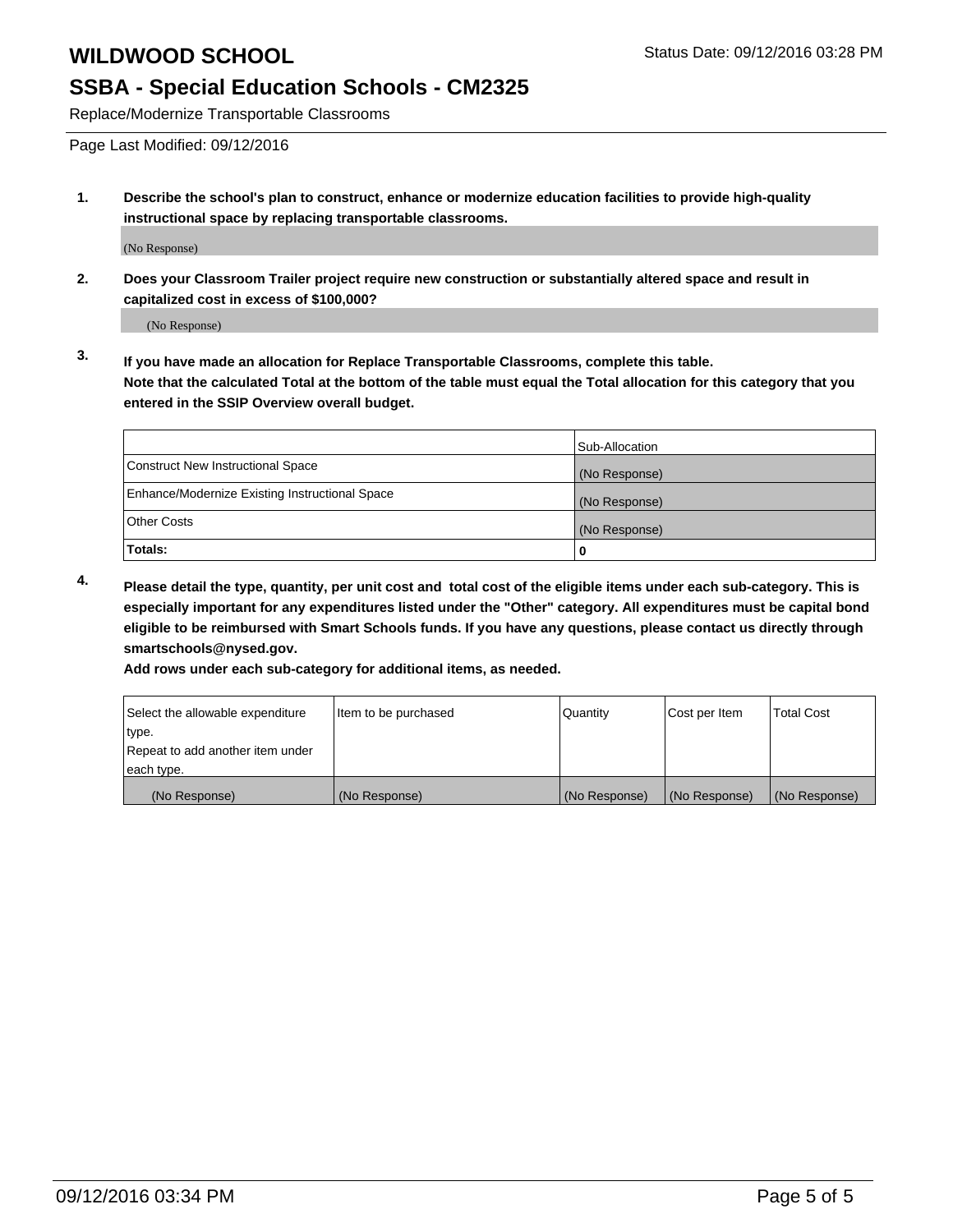# WILDWOOD SCHOOL

Status Date: 09/12/2016 03:28 PM

## SSBA - Special Education Schools - CM2325

Replace/Modernize Transportable Classrooms

Page Last Modified: 09/12/2016

**1. Describe the school's plan to construct, enhance or modernize education facilities to provide high-quality instructional space by replacing transportable classrooms.**

(No Response)

**2. Does your Classroom Trailer project require new construction or substantially altered space and result in capitalized cost in excess of $100,000?**

(No Response)

**3. If you have made an allocation for Replace Transportable Classrooms, complete this table. Note that the calculated Total at the bottom of the table must equal the Total allocation for this category that you entered in the SSIP Overview overall budget.**

| | Sub-Allocation |
|---|---|
| Construct New Instructional Space | (No Response) |
| Enhance/Modernize Existing Instructional Space | (No Response) |
| Other Costs | (No Response) |
| **Totals:** | **0** |

**4. Please detail the type, quantity, per unit cost and total cost of the eligible items under each sub-category. This is especially important for any expenditures listed under the "Other" category. All expenditures must be capital bond eligible to be reimbursed with Smart Schools funds. If you have any questions, please contact us directly through smartschools@nysed.gov.**

**Add rows under each sub-category for additional items, as needed.**

| Select the allowable expenditure type. Repeat to add another item under each type. | Item to be purchased | Quantity | Cost per Item | Total Cost |
|---|---|---|---|---|
| (No Response) | (No Response) | (No Response) | (No Response) | (No Response) |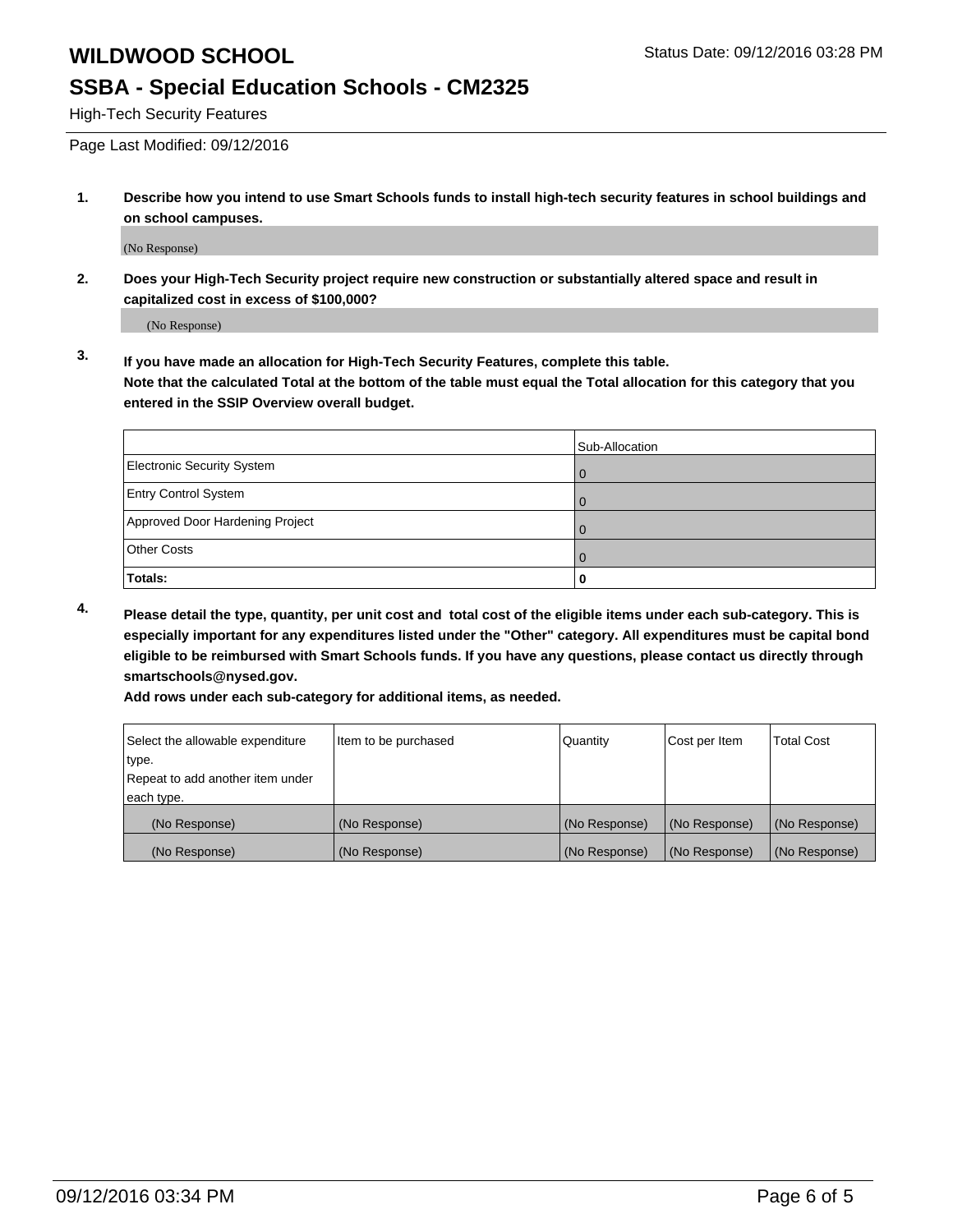# WILDWOOD SCHOOL

Status Date: 09/12/2016 03:28 PM

## SSBA - Special Education Schools - CM2325

High-Tech Security Features

Page Last Modified: 09/12/2016

**1. Describe how you intend to use Smart Schools funds to install high-tech security features in school buildings and on school campuses.**

(No Response)

**2. Does your High-Tech Security project require new construction or substantially altered space and result in capitalized cost in excess of $100,000?**

(No Response)

**3. If you have made an allocation for High-Tech Security Features, complete this table.**
**Note that the calculated Total at the bottom of the table must equal the Total allocation for this category that you entered in the SSIP Overview overall budget.**

| | Sub-Allocation |
|---|---|
| Electronic Security System | 0 |
| Entry Control System | 0 |
| Approved Door Hardening Project | 0 |
| Other Costs | 0 |
| **Totals:** | **0** |

**4. Please detail the type, quantity, per unit cost and total cost of the eligible items under each sub-category. This is especially important for any expenditures listed under the "Other" category. All expenditures must be capital bond eligible to be reimbursed with Smart Schools funds. If you have any questions, please contact us directly through smartschools@nysed.gov.**
**Add rows under each sub-category for additional items, as needed.**

| Select the allowable expenditure type. Repeat to add another item under each type. | Item to be purchased | Quantity | Cost per Item | Total Cost |
|---|---|---|---|---|
| (No Response) | (No Response) | (No Response) | (No Response) | (No Response) |
| (No Response) | (No Response) | (No Response) | (No Response) | (No Response) |